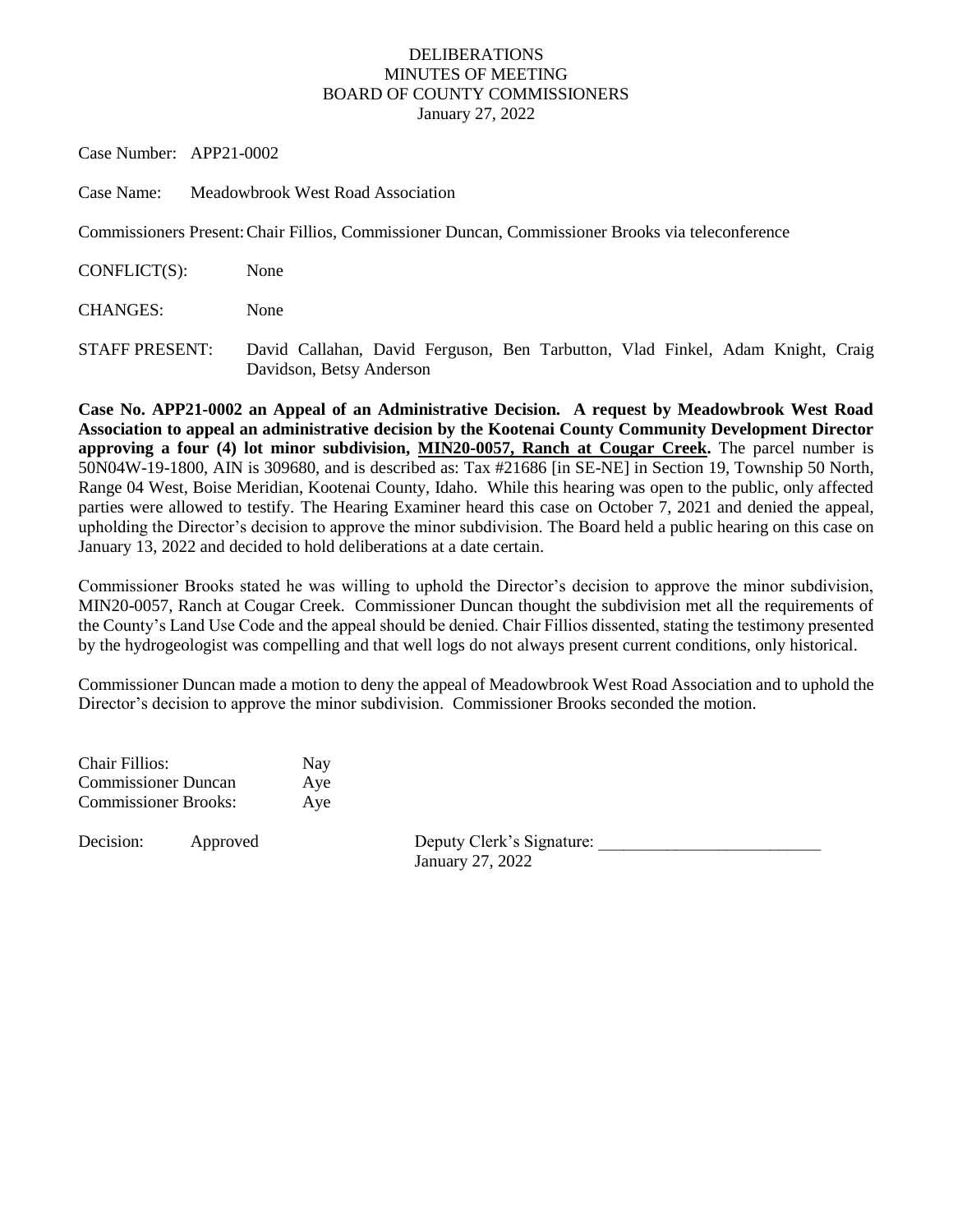# DELIBERATIONS
## MINUTES OF MEETING
## BOARD OF COUNTY COMMISSIONERS
January 27, 2022

Case Number: APP21-0002

Case Name: Meadowbrook West Road Association

Commissioners Present: Chair Fillios, Commissioner Duncan, Commissioner Brooks via teleconference

CONFLICT(S): None

CHANGES: None

STAFF PRESENT: David Callahan, David Ferguson, Ben Tarbutton, Vlad Finkel, Adam Knight, Craig Davidson, Betsy Anderson

**Case No. APP21-0002 an Appeal of an Administrative Decision. A request by Meadowbrook West Road Association to appeal an administrative decision by the Kootenai County Community Development Director approving a four (4) lot minor subdivision, MIN20-0057, Ranch at Cougar Creek.** The parcel number is 50N04W-19-1800, AIN is 309680, and is described as: Tax #21686 [in SE-NE] in Section 19, Township 50 North, Range 04 West, Boise Meridian, Kootenai County, Idaho. While this hearing was open to the public, only affected parties were allowed to testify. The Hearing Examiner heard this case on October 7, 2021 and denied the appeal, upholding the Director's decision to approve the minor subdivision. The Board held a public hearing on this case on January 13, 2022 and decided to hold deliberations at a date certain.

Commissioner Brooks stated he was willing to uphold the Director's decision to approve the minor subdivision, MIN20-0057, Ranch at Cougar Creek. Commissioner Duncan thought the subdivision met all the requirements of the County's Land Use Code and the appeal should be denied. Chair Fillios dissented, stating the testimony presented by the hydrogeologist was compelling and that well logs do not always present current conditions, only historical.

Commissioner Duncan made a motion to deny the appeal of Meadowbrook West Road Association and to uphold the Director's decision to approve the minor subdivision. Commissioner Brooks seconded the motion.

| | |
|---|---|
| Chair Fillios: | Nay |
| Commissioner Duncan | Aye |
| Commissioner Brooks: | Aye |

Decision: Approved

Deputy Clerk's Signature: ___________________________
January 27, 2022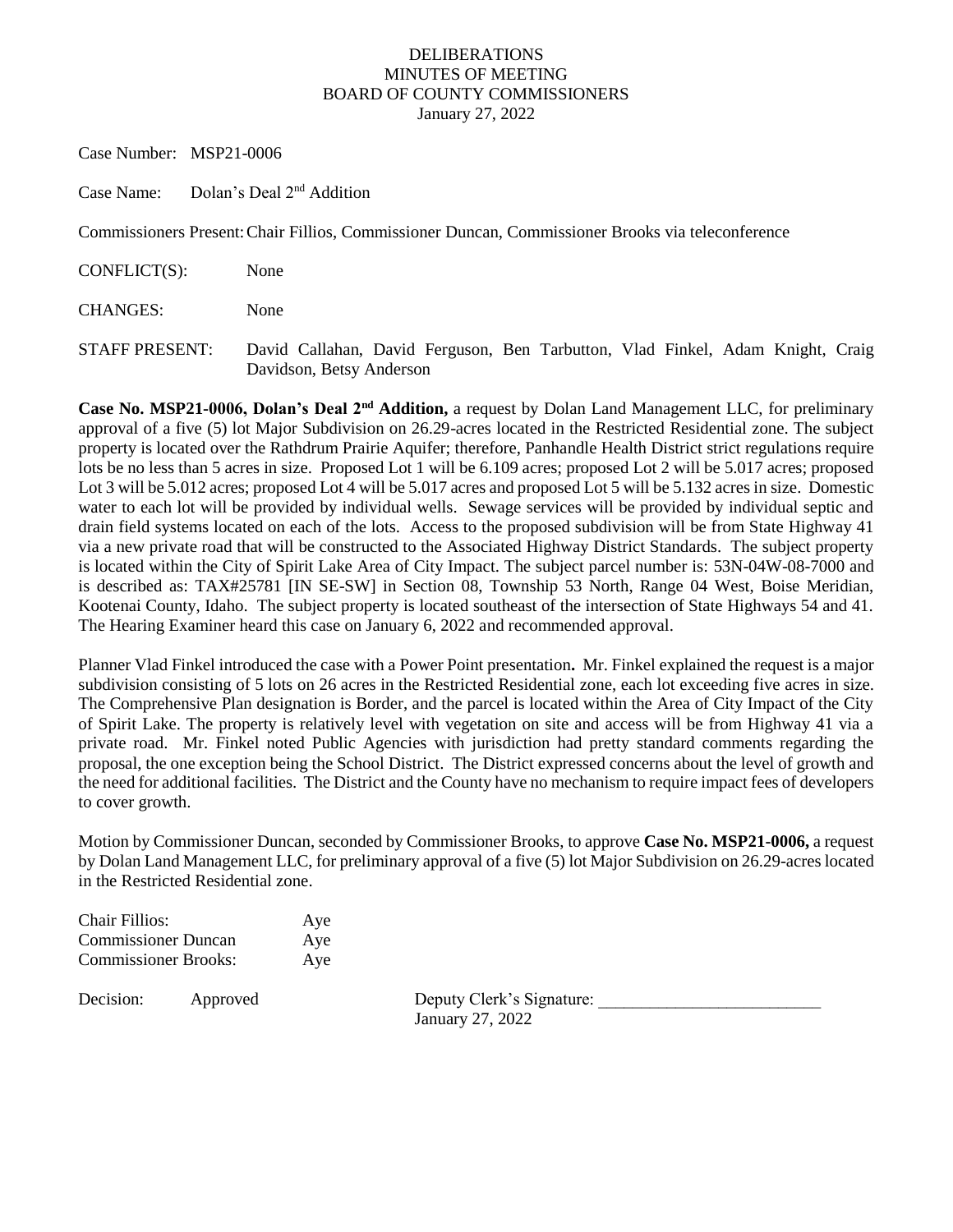DELIBERATIONS
MINUTES OF MEETING
BOARD OF COUNTY COMMISSIONERS
January 27, 2022

Case Number: MSP21-0006

Case Name: Dolan's Deal 2nd Addition

Commissioners Present: Chair Fillios, Commissioner Duncan, Commissioner Brooks via teleconference

CONFLICT(S): None

CHANGES: None

STAFF PRESENT: David Callahan, David Ferguson, Ben Tarbutton, Vlad Finkel, Adam Knight, Craig Davidson, Betsy Anderson

**Case No. MSP21-0006, Dolan's Deal 2nd Addition,** a request by Dolan Land Management LLC, for preliminary approval of a five (5) lot Major Subdivision on 26.29-acres located in the Restricted Residential zone. The subject property is located over the Rathdrum Prairie Aquifer; therefore, Panhandle Health District strict regulations require lots be no less than 5 acres in size. Proposed Lot 1 will be 6.109 acres; proposed Lot 2 will be 5.017 acres; proposed Lot 3 will be 5.012 acres; proposed Lot 4 will be 5.017 acres and proposed Lot 5 will be 5.132 acres in size. Domestic water to each lot will be provided by individual wells. Sewage services will be provided by individual septic and drain field systems located on each of the lots. Access to the proposed subdivision will be from State Highway 41 via a new private road that will be constructed to the Associated Highway District Standards. The subject property is located within the City of Spirit Lake Area of City Impact. The subject parcel number is: 53N-04W-08-7000 and is described as: TAX#25781 [IN SE-SW] in Section 08, Township 53 North, Range 04 West, Boise Meridian, Kootenai County, Idaho. The subject property is located southeast of the intersection of State Highways 54 and 41. The Hearing Examiner heard this case on January 6, 2022 and recommended approval.

Planner Vlad Finkel introduced the case with a Power Point presentation**.** Mr. Finkel explained the request is a major subdivision consisting of 5 lots on 26 acres in the Restricted Residential zone, each lot exceeding five acres in size. The Comprehensive Plan designation is Border, and the parcel is located within the Area of City Impact of the City of Spirit Lake. The property is relatively level with vegetation on site and access will be from Highway 41 via a private road. Mr. Finkel noted Public Agencies with jurisdiction had pretty standard comments regarding the proposal, the one exception being the School District. The District expressed concerns about the level of growth and the need for additional facilities. The District and the County have no mechanism to require impact fees of developers to cover growth.

Motion by Commissioner Duncan, seconded by Commissioner Brooks, to approve **Case No. MSP21-0006,** a request by Dolan Land Management LLC, for preliminary approval of a five (5) lot Major Subdivision on 26.29-acres located in the Restricted Residential zone.

| | |
|---|---|
| Chair Fillios: | Aye |
| Commissioner Duncan | Aye |
| Commissioner Brooks: | Aye |

Decision: Approved

Deputy Clerk's Signature: \_\_\_\_\_\_\_\_\_\_\_\_\_\_\_\_\_\_\_\_\_\_\_\_\_\_
January 27, 2022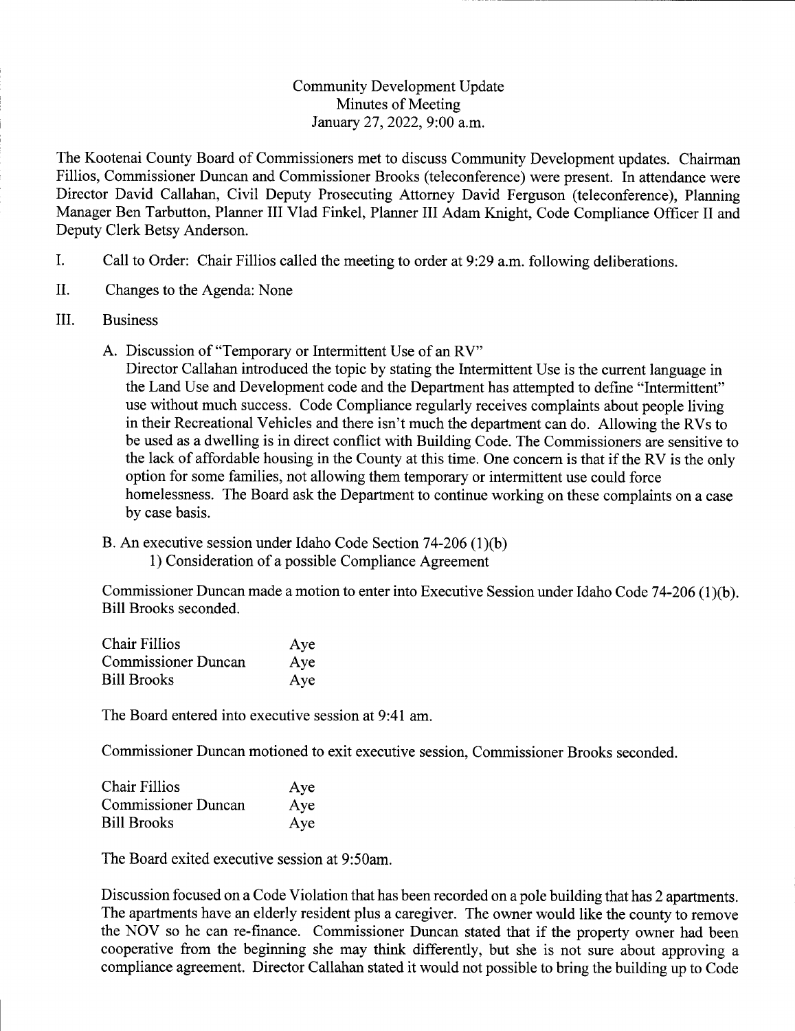Community Development Update
Minutes of Meeting
January 27, 2022, 9:00 a.m.

The Kootenai County Board of Commissioners met to discuss Community Development updates. Chairman Fillios, Commissioner Duncan and Commissioner Brooks (teleconference) were present. In attendance were Director David Callahan, Civil Deputy Prosecuting Attorney David Ferguson (teleconference), Planning Manager Ben Tarbutton, Planner III Vlad Finkel, Planner III Adam Knight, Code Compliance Officer II and Deputy Clerk Betsy Anderson.

I. Call to Order: Chair Fillios called the meeting to order at 9:29 a.m. following deliberations.

II. Changes to the Agenda: None

III. Business

A. Discussion of "Temporary or Intermittent Use of an RV"
Director Callahan introduced the topic by stating the Intermittent Use is the current language in the Land Use and Development code and the Department has attempted to define "Intermittent" use without much success. Code Compliance regularly receives complaints about people living in their Recreational Vehicles and there isn't much the department can do. Allowing the RVs to be used as a dwelling is in direct conflict with Building Code. The Commissioners are sensitive to the lack of affordable housing in the County at this time. One concern is that if the RV is the only option for some families, not allowing them temporary or intermittent use could force homelessness. The Board ask the Department to continue working on these complaints on a case by case basis.

B. An executive session under Idaho Code Section 74-206 (1)(b)
1) Consideration of a possible Compliance Agreement

Commissioner Duncan made a motion to enter into Executive Session under Idaho Code 74-206 (1)(b). Bill Brooks seconded.

| | |
|---|---|
| Chair Fillios | Aye |
| Commissioner Duncan | Aye |
| Bill Brooks | Aye |

The Board entered into executive session at 9:41 am.

Commissioner Duncan motioned to exit executive session, Commissioner Brooks seconded.

| | |
|---|---|
| Chair Fillios | Aye |
| Commissioner Duncan | Aye |
| Bill Brooks | Aye |

The Board exited executive session at 9:50am.

Discussion focused on a Code Violation that has been recorded on a pole building that has 2 apartments. The apartments have an elderly resident plus a caregiver. The owner would like the county to remove the NOV so he can re-finance. Commissioner Duncan stated that if the property owner had been cooperative from the beginning she may think differently, but she is not sure about approving a compliance agreement. Director Callahan stated it would not possible to bring the building up to Code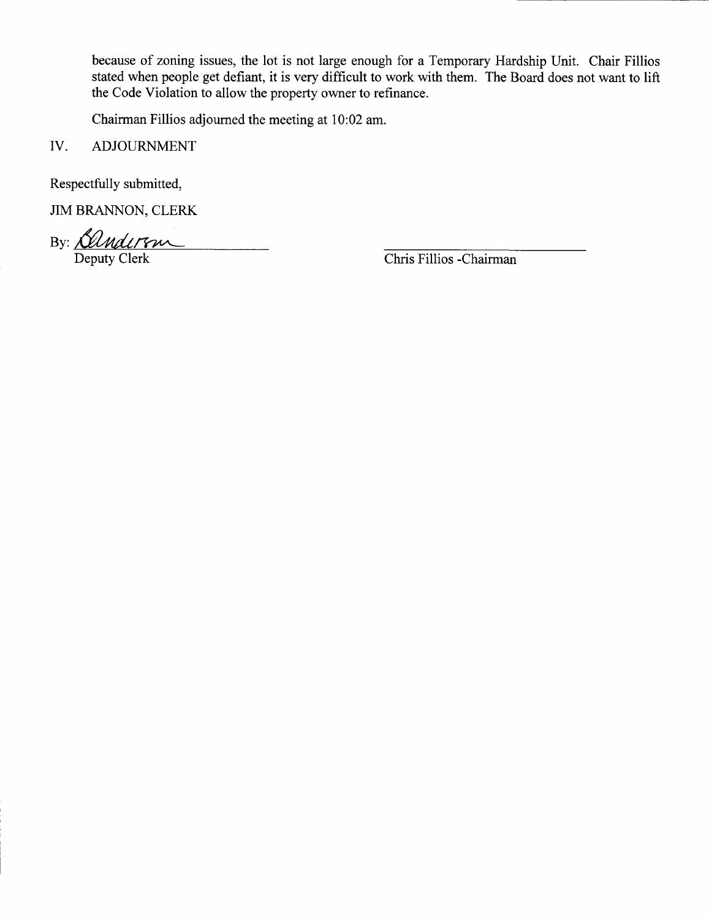because of zoning issues, the lot is not large enough for a Temporary Hardship Unit. Chair Fillios stated when people get defiant, it is very difficult to work with them. The Board does not want to lift the Code Violation to allow the property owner to refinance.

Chairman Fillios adjourned the meeting at 10:02 am.

IV. ADJOURNMENT

Respectfully submitted,

JIM BRANNON, CLERK

By: *Sanderson*
Deputy Clerk

Chris Fillios -Chairman